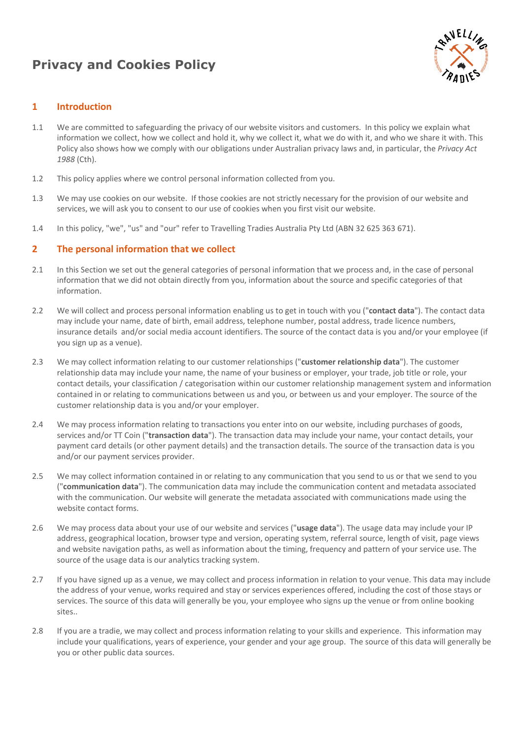# Privacy and Cookies Policy

## 1 Introduction

1.1 We are committed to safeguarding the privacy of our website visitors and customers. In this policy we explain what information we collect, how we collect and hold it, why we collect it, what we do with it, and who we share it with. This Policy also shows how we comply with our obligations under Australian privacy laws and, in particular, the *Privacy Act 1988* (Cth).

1.2 This policy applies where we control personal information collected from you.

1.3 We may use cookies on our website. If those cookies are not strictly necessary for the provision of our website and services, we will ask you to consent to our use of cookies when you first visit our website.

1.4 In this policy, "we", "us" and "our" refer to Travelling Tradies Australia Pty Ltd (ABN 32 625 363 671).

## 2 The personal information that we collect

2.1 In this Section we set out the general categories of personal information that we process and, in the case of personal information that we did not obtain directly from you, information about the source and specific categories of that information.

2.2 We will collect and process personal information enabling us to get in touch with you ("**contact data**"). The contact data may include your name, date of birth, email address, telephone number, postal address, trade licence numbers, insurance details and/or social media account identifiers. The source of the contact data is you and/or your employee (if you sign up as a venue).

2.3 We may collect information relating to our customer relationships ("**customer relationship data**"). The customer relationship data may include your name, the name of your business or employer, your trade, job title or role, your contact details, your classification / categorisation within our customer relationship management system and information contained in or relating to communications between us and you, or between us and your employer. The source of the customer relationship data is you and/or your employer.

2.4 We may process information relating to transactions you enter into on our website, including purchases of goods, services and/or TT Coin ("**transaction data**"). The transaction data may include your name, your contact details, your payment card details (or other payment details) and the transaction details. The source of the transaction data is you and/or our payment services provider.

2.5 We may collect information contained in or relating to any communication that you send to us or that we send to you ("**communication data**"). The communication data may include the communication content and metadata associated with the communication. Our website will generate the metadata associated with communications made using the website contact forms.

2.6 We may process data about your use of our website and services ("**usage data**"). The usage data may include your IP address, geographical location, browser type and version, operating system, referral source, length of visit, page views and website navigation paths, as well as information about the timing, frequency and pattern of your service use. The source of the usage data is our analytics tracking system.

2.7 If you have signed up as a venue, we may collect and process information in relation to your venue. This data may include the address of your venue, works required and stay or services experiences offered, including the cost of those stays or services. The source of this data will generally be you, your employee who signs up the venue or from online booking sites..

2.8 If you are a tradie, we may collect and process information relating to your skills and experience. This information may include your qualifications, years of experience, your gender and your age group. The source of this data will generally be you or other public data sources.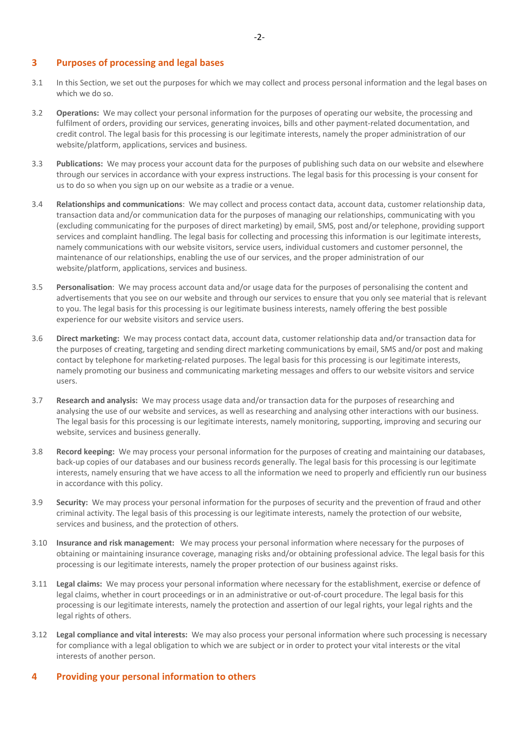## 3 Purposes of processing and legal bases

3.1 In this Section, we set out the purposes for which we may collect and process personal information and the legal bases on which we do so.

3.2 **Operations:** We may collect your personal information for the purposes of operating our website, the processing and fulfilment of orders, providing our services, generating invoices, bills and other payment-related documentation, and credit control. The legal basis for this processing is our legitimate interests, namely the proper administration of our website/platform, applications, services and business.

3.3 **Publications:** We may process your account data for the purposes of publishing such data on our website and elsewhere through our services in accordance with your express instructions. The legal basis for this processing is your consent for us to do so when you sign up on our website as a tradie or a venue.

3.4 **Relationships and communications**: We may collect and process contact data, account data, customer relationship data, transaction data and/or communication data for the purposes of managing our relationships, communicating with you (excluding communicating for the purposes of direct marketing) by email, SMS, post and/or telephone, providing support services and complaint handling. The legal basis for collecting and processing this information is our legitimate interests, namely communications with our website visitors, service users, individual customers and customer personnel, the maintenance of our relationships, enabling the use of our services, and the proper administration of our website/platform, applications, services and business.

3.5 **Personalisation**: We may process account data and/or usage data for the purposes of personalising the content and advertisements that you see on our website and through our services to ensure that you only see material that is relevant to you. The legal basis for this processing is our legitimate business interests, namely offering the best possible experience for our website visitors and service users.

3.6 **Direct marketing:** We may process contact data, account data, customer relationship data and/or transaction data for the purposes of creating, targeting and sending direct marketing communications by email, SMS and/or post and making contact by telephone for marketing-related purposes. The legal basis for this processing is our legitimate interests, namely promoting our business and communicating marketing messages and offers to our website visitors and service users.

3.7 **Research and analysis:** We may process usage data and/or transaction data for the purposes of researching and analysing the use of our website and services, as well as researching and analysing other interactions with our business. The legal basis for this processing is our legitimate interests, namely monitoring, supporting, improving and securing our website, services and business generally.

3.8 **Record keeping:** We may process your personal information for the purposes of creating and maintaining our databases, back-up copies of our databases and our business records generally. The legal basis for this processing is our legitimate interests, namely ensuring that we have access to all the information we need to properly and efficiently run our business in accordance with this policy.

3.9 **Security:** We may process your personal information for the purposes of security and the prevention of fraud and other criminal activity. The legal basis of this processing is our legitimate interests, namely the protection of our website, services and business, and the protection of others.

3.10 **Insurance and risk management:** We may process your personal information where necessary for the purposes of obtaining or maintaining insurance coverage, managing risks and/or obtaining professional advice. The legal basis for this processing is our legitimate interests, namely the proper protection of our business against risks.

3.11 **Legal claims:** We may process your personal information where necessary for the establishment, exercise or defence of legal claims, whether in court proceedings or in an administrative or out-of-court procedure. The legal basis for this processing is our legitimate interests, namely the protection and assertion of our legal rights, your legal rights and the legal rights of others.

3.12 **Legal compliance and vital interests:** We may also process your personal information where such processing is necessary for compliance with a legal obligation to which we are subject or in order to protect your vital interests or the vital interests of another person.

## 4 Providing your personal information to others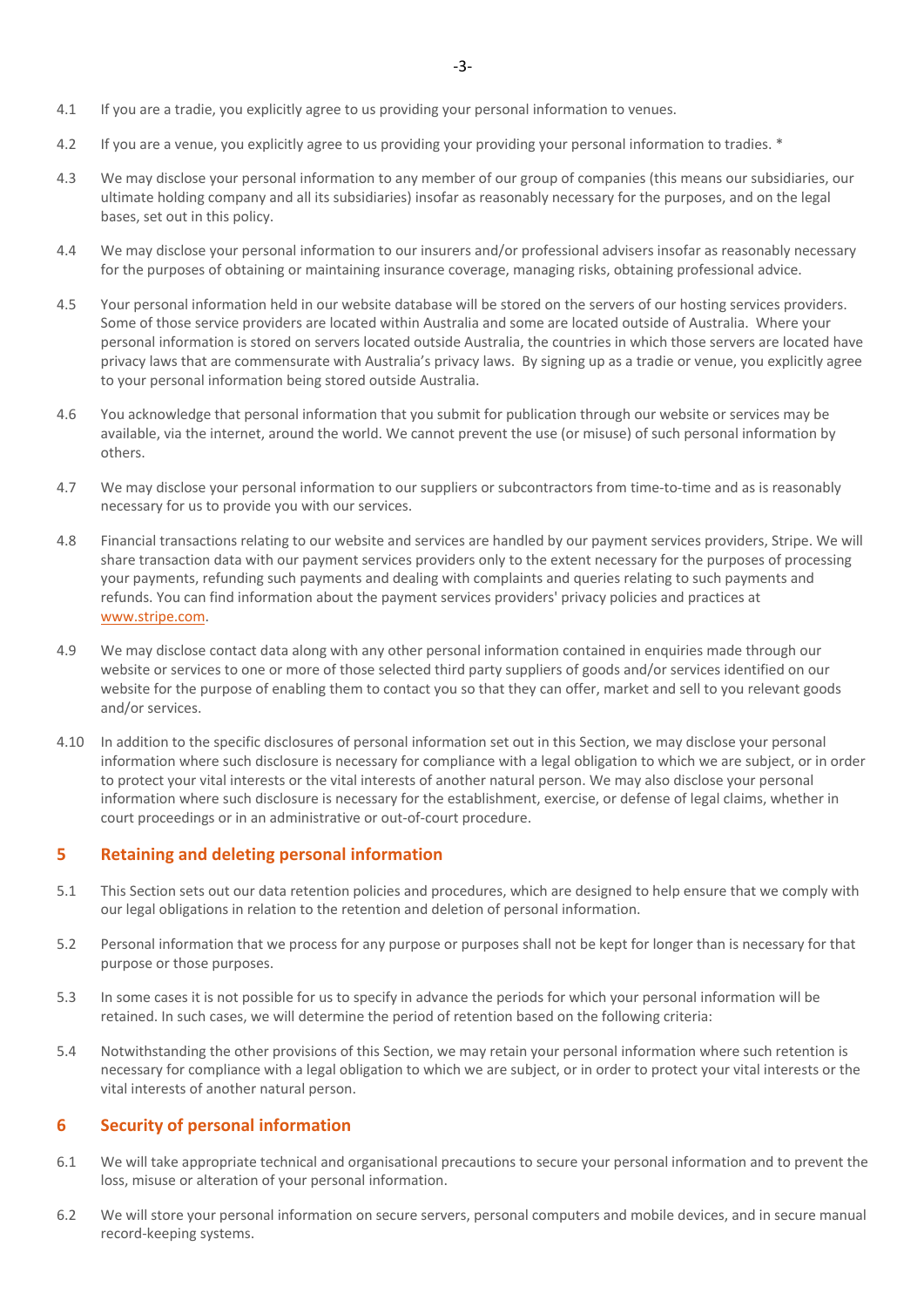4.1 If you are a tradie, you explicitly agree to us providing your personal information to venues.

4.2 If you are a venue, you explicitly agree to us providing your providing your personal information to tradies. *

4.3 We may disclose your personal information to any member of our group of companies (this means our subsidiaries, our ultimate holding company and all its subsidiaries) insofar as reasonably necessary for the purposes, and on the legal bases, set out in this policy.

4.4 We may disclose your personal information to our insurers and/or professional advisers insofar as reasonably necessary for the purposes of obtaining or maintaining insurance coverage, managing risks, obtaining professional advice.

4.5 Your personal information held in our website database will be stored on the servers of our hosting services providers. Some of those service providers are located within Australia and some are located outside of Australia. Where your personal information is stored on servers located outside Australia, the countries in which those servers are located have privacy laws that are commensurate with Australia's privacy laws. By signing up as a tradie or venue, you explicitly agree to your personal information being stored outside Australia.

4.6 You acknowledge that personal information that you submit for publication through our website or services may be available, via the internet, around the world. We cannot prevent the use (or misuse) of such personal information by others.

4.7 We may disclose your personal information to our suppliers or subcontractors from time-to-time and as is reasonably necessary for us to provide you with our services.

4.8 Financial transactions relating to our website and services are handled by our payment services providers, Stripe. We will share transaction data with our payment services providers only to the extent necessary for the purposes of processing your payments, refunding such payments and dealing with complaints and queries relating to such payments and refunds. You can find information about the payment services providers' privacy policies and practices at www.stripe.com.

4.9 We may disclose contact data along with any other personal information contained in enquiries made through our website or services to one or more of those selected third party suppliers of goods and/or services identified on our website for the purpose of enabling them to contact you so that they can offer, market and sell to you relevant goods and/or services.

4.10 In addition to the specific disclosures of personal information set out in this Section, we may disclose your personal information where such disclosure is necessary for compliance with a legal obligation to which we are subject, or in order to protect your vital interests or the vital interests of another natural person. We may also disclose your personal information where such disclosure is necessary for the establishment, exercise, or defense of legal claims, whether in court proceedings or in an administrative or out-of-court procedure.

## 5 Retaining and deleting personal information

5.1 This Section sets out our data retention policies and procedures, which are designed to help ensure that we comply with our legal obligations in relation to the retention and deletion of personal information.

5.2 Personal information that we process for any purpose or purposes shall not be kept for longer than is necessary for that purpose or those purposes.

5.3 In some cases it is not possible for us to specify in advance the periods for which your personal information will be retained. In such cases, we will determine the period of retention based on the following criteria:

5.4 Notwithstanding the other provisions of this Section, we may retain your personal information where such retention is necessary for compliance with a legal obligation to which we are subject, or in order to protect your vital interests or the vital interests of another natural person.

## 6 Security of personal information

6.1 We will take appropriate technical and organisational precautions to secure your personal information and to prevent the loss, misuse or alteration of your personal information.

6.2 We will store your personal information on secure servers, personal computers and mobile devices, and in secure manual record-keeping systems.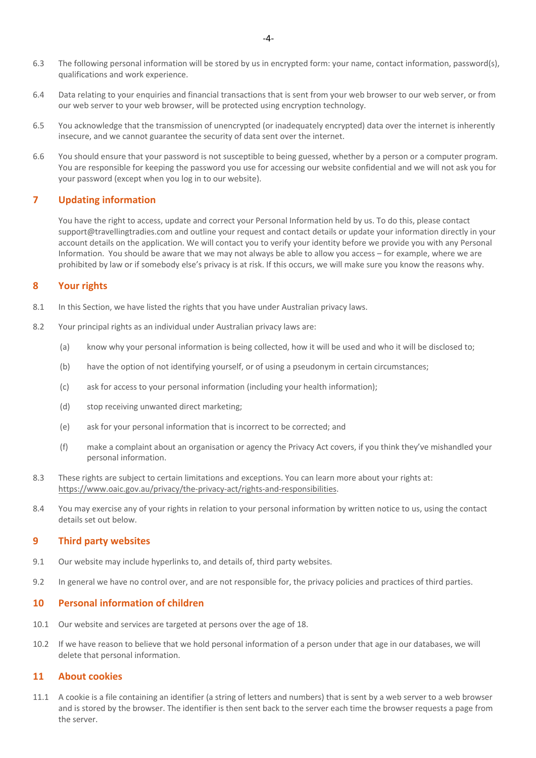6.3 The following personal information will be stored by us in encrypted form: your name, contact information, password(s), qualifications and work experience.

6.4 Data relating to your enquiries and financial transactions that is sent from your web browser to our web server, or from our web server to your web browser, will be protected using encryption technology.

6.5 You acknowledge that the transmission of unencrypted (or inadequately encrypted) data over the internet is inherently insecure, and we cannot guarantee the security of data sent over the internet.

6.6 You should ensure that your password is not susceptible to being guessed, whether by a person or a computer program. You are responsible for keeping the password you use for accessing our website confidential and we will not ask you for your password (except when you log in to our website).

## 7 Updating information

You have the right to access, update and correct your Personal Information held by us. To do this, please contact support@travellingtradies.com and outline your request and contact details or update your information directly in your account details on the application. We will contact you to verify your identity before we provide you with any Personal Information. You should be aware that we may not always be able to allow you access – for example, where we are prohibited by law or if somebody else's privacy is at risk. If this occurs, we will make sure you know the reasons why.

## 8 Your rights

8.1 In this Section, we have listed the rights that you have under Australian privacy laws.

8.2 Your principal rights as an individual under Australian privacy laws are:

(a) know why your personal information is being collected, how it will be used and who it will be disclosed to;

(b) have the option of not identifying yourself, or of using a pseudonym in certain circumstances;

(c) ask for access to your personal information (including your health information);

(d) stop receiving unwanted direct marketing;

(e) ask for your personal information that is incorrect to be corrected; and

(f) make a complaint about an organisation or agency the Privacy Act covers, if you think they've mishandled your personal information.

8.3 These rights are subject to certain limitations and exceptions. You can learn more about your rights at: https://www.oaic.gov.au/privacy/the-privacy-act/rights-and-responsibilities.

8.4 You may exercise any of your rights in relation to your personal information by written notice to us, using the contact details set out below.

## 9 Third party websites

9.1 Our website may include hyperlinks to, and details of, third party websites.

9.2 In general we have no control over, and are not responsible for, the privacy policies and practices of third parties.

## 10 Personal information of children

10.1 Our website and services are targeted at persons over the age of 18.

10.2 If we have reason to believe that we hold personal information of a person under that age in our databases, we will delete that personal information.

## 11 About cookies

11.1 A cookie is a file containing an identifier (a string of letters and numbers) that is sent by a web server to a web browser and is stored by the browser. The identifier is then sent back to the server each time the browser requests a page from the server.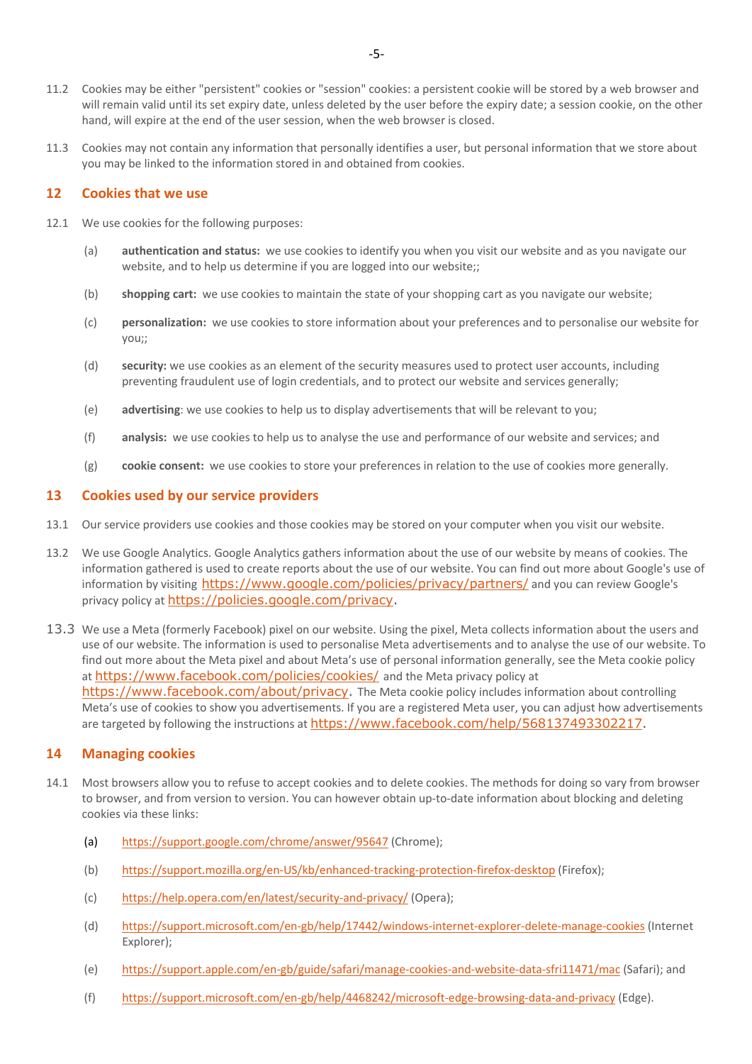11.2 Cookies may be either "persistent" cookies or "session" cookies: a persistent cookie will be stored by a web browser and will remain valid until its set expiry date, unless deleted by the user before the expiry date; a session cookie, on the other hand, will expire at the end of the user session, when the web browser is closed.

11.3 Cookies may not contain any information that personally identifies a user, but personal information that we store about you may be linked to the information stored in and obtained from cookies.

## 12 Cookies that we use

12.1 We use cookies for the following purposes:

(a) **authentication and status:** we use cookies to identify you when you visit our website and as you navigate our website, and to help us determine if you are logged into our website;;

(b) **shopping cart:** we use cookies to maintain the state of your shopping cart as you navigate our website;

(c) **personalization:** we use cookies to store information about your preferences and to personalise our website for you;;

(d) **security:** we use cookies as an element of the security measures used to protect user accounts, including preventing fraudulent use of login credentials, and to protect our website and services generally;

(e) **advertising**: we use cookies to help us to display advertisements that will be relevant to you;

(f) **analysis:** we use cookies to help us to analyse the use and performance of our website and services; and

(g) **cookie consent:** we use cookies to store your preferences in relation to the use of cookies more generally.

## 13 Cookies used by our service providers

13.1 Our service providers use cookies and those cookies may be stored on your computer when you visit our website.

13.2 We use Google Analytics. Google Analytics gathers information about the use of our website by means of cookies. The information gathered is used to create reports about the use of our website. You can find out more about Google's use of information by visiting https://www.google.com/policies/privacy/partners/ and you can review Google's privacy policy at https://policies.google.com/privacy.

13.3 We use a Meta (formerly Facebook) pixel on our website. Using the pixel, Meta collects information about the users and use of our website. The information is used to personalise Meta advertisements and to analyse the use of our website. To find out more about the Meta pixel and about Meta's use of personal information generally, see the Meta cookie policy at https://www.facebook.com/policies/cookies/ and the Meta privacy policy at https://www.facebook.com/about/privacy. The Meta cookie policy includes information about controlling Meta's use of cookies to show you advertisements. If you are a registered Meta user, you can adjust how advertisements are targeted by following the instructions at https://www.facebook.com/help/568137493302217.

## 14 Managing cookies

14.1 Most browsers allow you to refuse to accept cookies and to delete cookies. The methods for doing so vary from browser to browser, and from version to version. You can however obtain up-to-date information about blocking and deleting cookies via these links:

(a) https://support.google.com/chrome/answer/95647 (Chrome);

(b) https://support.mozilla.org/en-US/kb/enhanced-tracking-protection-firefox-desktop (Firefox);

(c) https://help.opera.com/en/latest/security-and-privacy/ (Opera);

(d) https://support.microsoft.com/en-gb/help/17442/windows-internet-explorer-delete-manage-cookies (Internet Explorer);

(e) https://support.apple.com/en-gb/guide/safari/manage-cookies-and-website-data-sfri11471/mac (Safari); and

(f) https://support.microsoft.com/en-gb/help/4468242/microsoft-edge-browsing-data-and-privacy (Edge).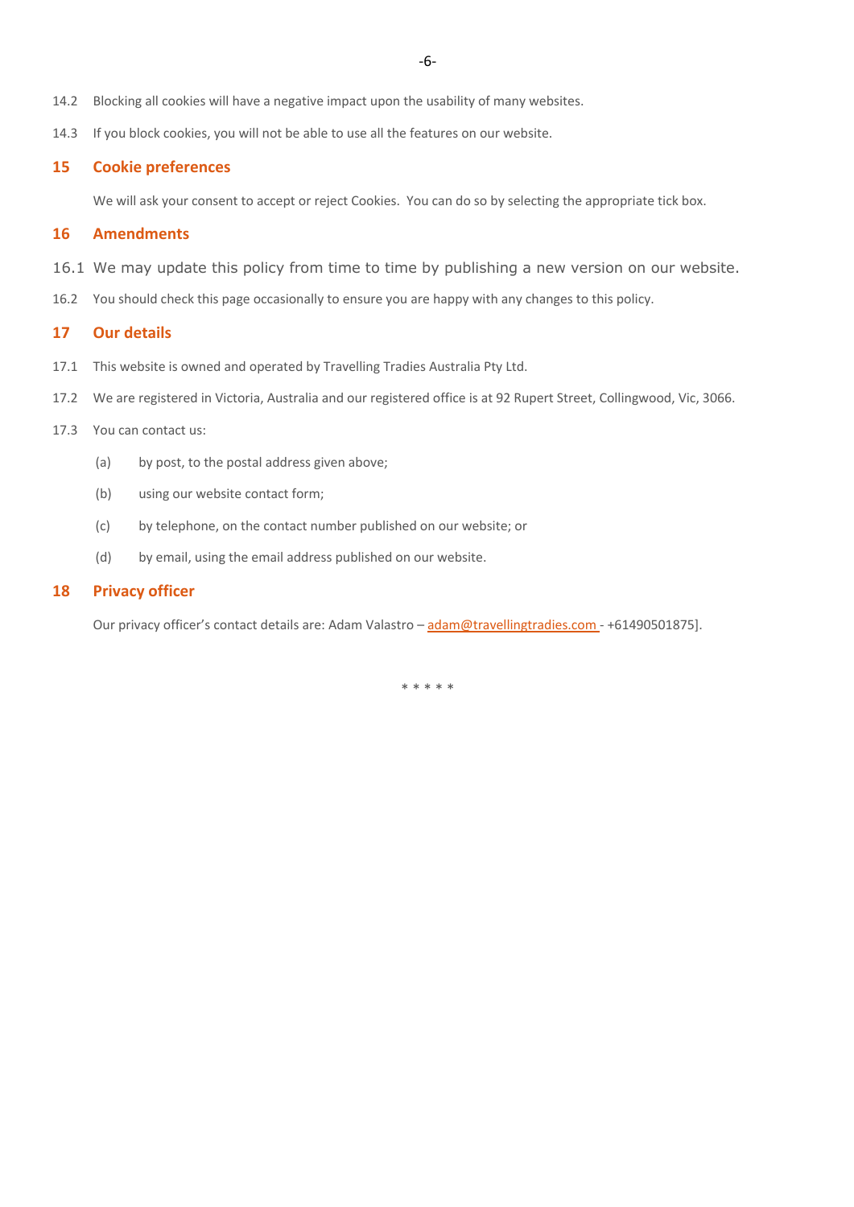14.2 Blocking all cookies will have a negative impact upon the usability of many websites.

14.3 If you block cookies, you will not be able to use all the features on our website.

## 15 Cookie preferences

We will ask your consent to accept or reject Cookies. You can do so by selecting the appropriate tick box.

## 16 Amendments

16.1 We may update this policy from time to time by publishing a new version on our website.

16.2 You should check this page occasionally to ensure you are happy with any changes to this policy.

## 17 Our details

17.1 This website is owned and operated by Travelling Tradies Australia Pty Ltd.

17.2 We are registered in Victoria, Australia and our registered office is at 92 Rupert Street, Collingwood, Vic, 3066.

17.3 You can contact us:

(a) by post, to the postal address given above;

(b) using our website contact form;

(c) by telephone, on the contact number published on our website; or

(d) by email, using the email address published on our website.

## 18 Privacy officer

Our privacy officer's contact details are: Adam Valastro – adam@travellingtradies.com - +61490501875].

\* \* \* \* \*